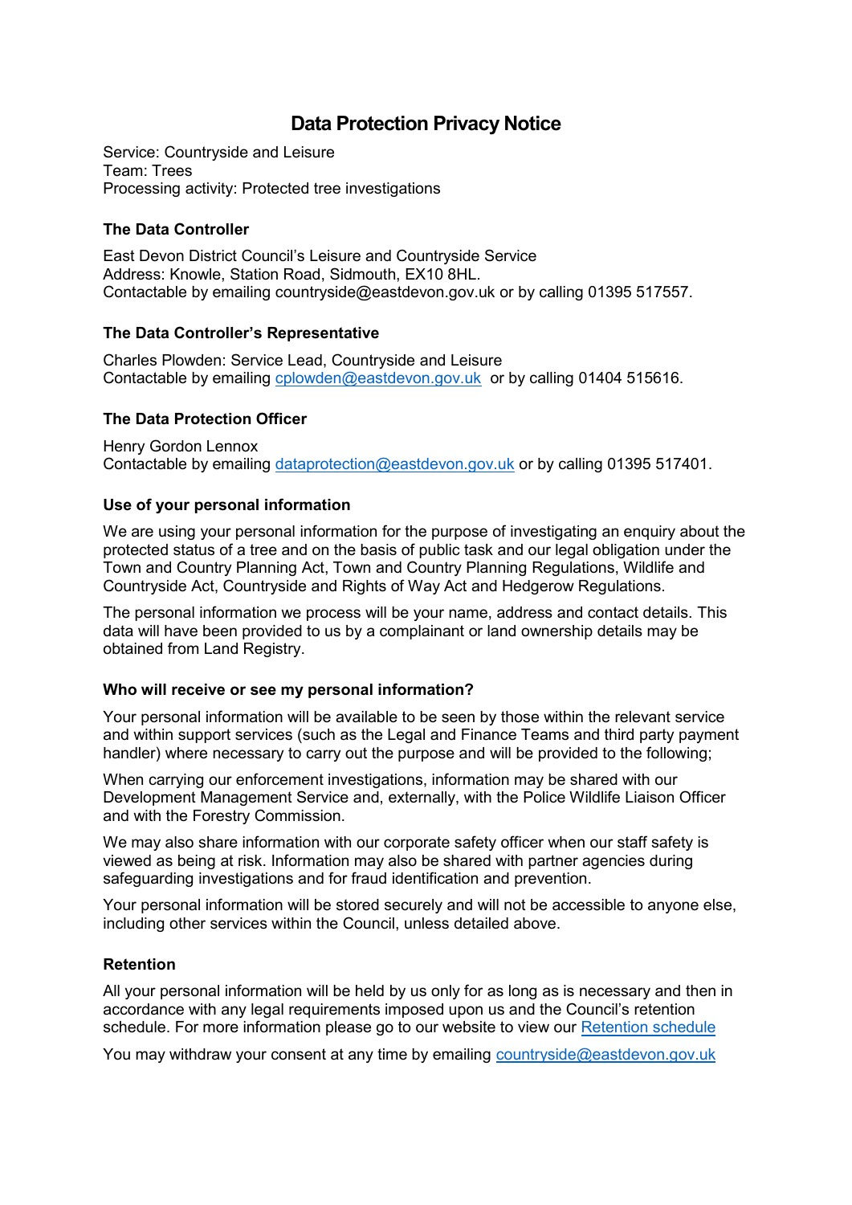# Data Protection Privacy Notice

Service: Countryside and Leisure
Team: Trees
Processing activity: Protected tree investigations

### The Data Controller

East Devon District Council's Leisure and Countryside Service
Address: Knowle, Station Road, Sidmouth, EX10 8HL.
Contactable by emailing countryside@eastdevon.gov.uk or by calling 01395 517557.

### The Data Controller's Representative

Charles Plowden: Service Lead, Countryside and Leisure
Contactable by emailing cplowden@eastdevon.gov.uk or by calling 01404 515616.

### The Data Protection Officer

Henry Gordon Lennox
Contactable by emailing dataprotection@eastdevon.gov.uk or by calling 01395 517401.

### Use of your personal information

We are using your personal information for the purpose of investigating an enquiry about the protected status of a tree and on the basis of public task and our legal obligation under the Town and Country Planning Act, Town and Country Planning Regulations, Wildlife and Countryside Act, Countryside and Rights of Way Act and Hedgerow Regulations.

The personal information we process will be your name, address and contact details. This data will have been provided to us by a complainant or land ownership details may be obtained from Land Registry.

### Who will receive or see my personal information?

Your personal information will be available to be seen by those within the relevant service and within support services (such as the Legal and Finance Teams and third party payment handler) where necessary to carry out the purpose and will be provided to the following;

When carrying our enforcement investigations, information may be shared with our Development Management Service and, externally, with the Police Wildlife Liaison Officer and with the Forestry Commission.

We may also share information with our corporate safety officer when our staff safety is viewed as being at risk. Information may also be shared with partner agencies during safeguarding investigations and for fraud identification and prevention.

Your personal information will be stored securely and will not be accessible to anyone else, including other services within the Council, unless detailed above.

### Retention

All your personal information will be held by us only for as long as is necessary and then in accordance with any legal requirements imposed upon us and the Council's retention schedule. For more information please go to our website to view our Retention schedule

You may withdraw your consent at any time by emailing countryside@eastdevon.gov.uk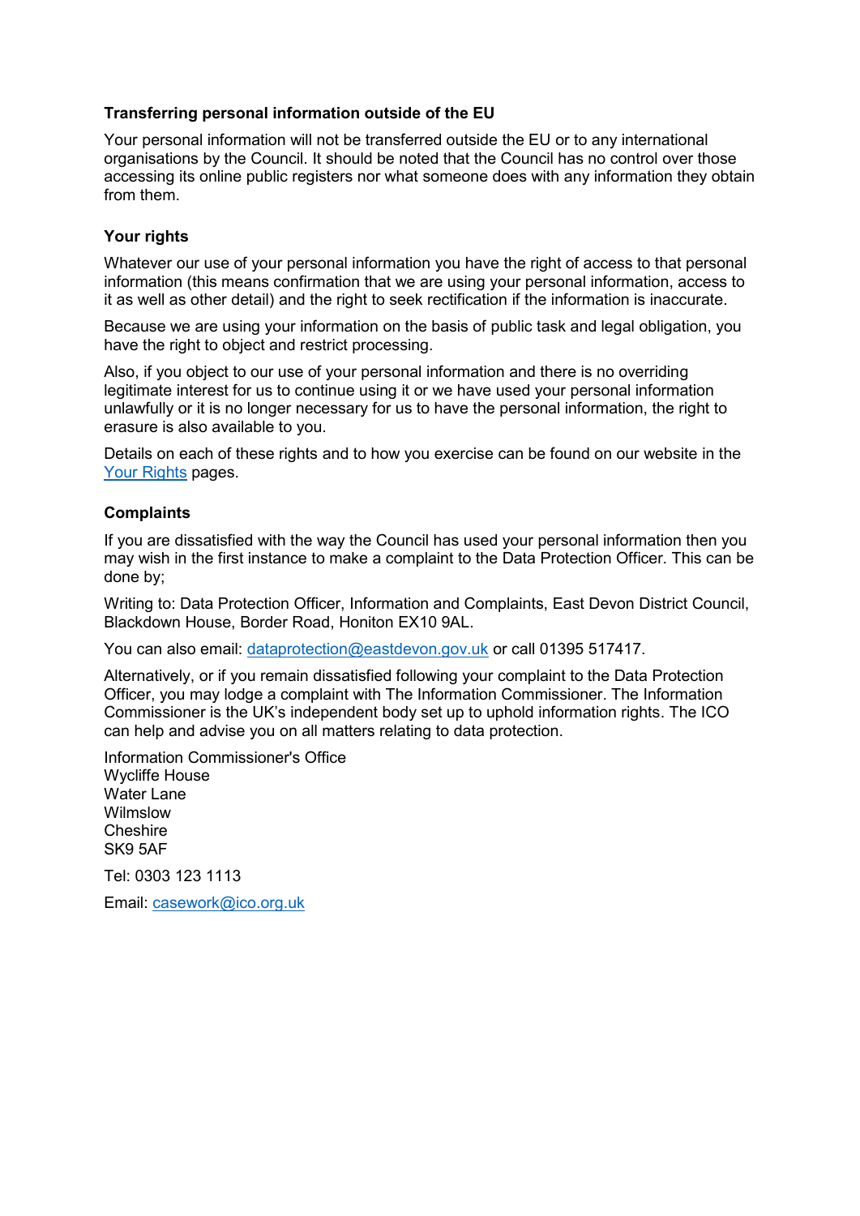### Transferring personal information outside of the EU

Your personal information will not be transferred outside the EU or to any international organisations by the Council. It should be noted that the Council has no control over those accessing its online public registers nor what someone does with any information they obtain from them.

### Your rights

Whatever our use of your personal information you have the right of access to that personal information (this means confirmation that we are using your personal information, access to it as well as other detail) and the right to seek rectification if the information is inaccurate.

Because we are using your information on the basis of public task and legal obligation, you have the right to object and restrict processing.

Also, if you object to our use of your personal information and there is no overriding legitimate interest for us to continue using it or we have used your personal information unlawfully or it is no longer necessary for us to have the personal information, the right to erasure is also available to you.

Details on each of these rights and to how you exercise can be found on our website in the Your Rights pages.

### Complaints

If you are dissatisfied with the way the Council has used your personal information then you may wish in the first instance to make a complaint to the Data Protection Officer. This can be done by;

Writing to: Data Protection Officer, Information and Complaints, East Devon District Council, Blackdown House, Border Road, Honiton EX10 9AL.

You can also email: dataprotection@eastdevon.gov.uk or call 01395 517417.

Alternatively, or if you remain dissatisfied following your complaint to the Data Protection Officer, you may lodge a complaint with The Information Commissioner. The Information Commissioner is the UK's independent body set up to uphold information rights. The ICO can help and advise you on all matters relating to data protection.

Information Commissioner's Office
Wycliffe House
Water Lane
Wilmslow
Cheshire
SK9 5AF

Tel: 0303 123 1113

Email: casework@ico.org.uk